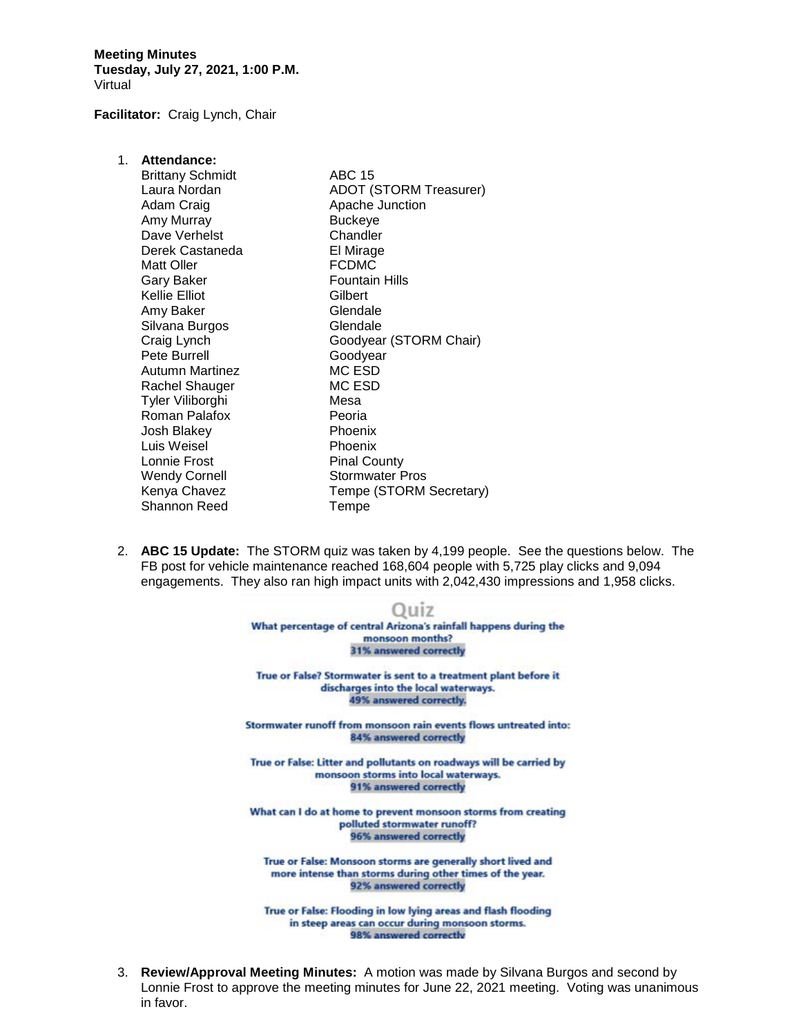**Meeting Minutes**
**Tuesday, July 27, 2021, 1:00 P.M.**
Virtual

**Facilitator:** Craig Lynch, Chair

1. **Attendance:**

| | |
|---|---|
| Brittany Schmidt | ABC 15 |
| Laura Nordan | ADOT (STORM Treasurer) |
| Adam Craig | Apache Junction |
| Amy Murray | Buckeye |
| Dave Verhelst | Chandler |
| Derek Castaneda | El Mirage |
| Matt Oller | FCDMC |
| Gary Baker | Fountain Hills |
| Kellie Elliot | Gilbert |
| Amy Baker | Glendale |
| Silvana Burgos | Glendale |
| Craig Lynch | Goodyear (STORM Chair) |
| Pete Burrell | Goodyear |
| Autumn Martinez | MC ESD |
| Rachel Shauger | MC ESD |
| Tyler Viliborghi | Mesa |
| Roman Palafox | Peoria |
| Josh Blakey | Phoenix |
| Luis Weisel | Phoenix |
| Lonnie Frost | Pinal County |
| Wendy Cornell | Stormwater Pros |
| Kenya Chavez | Tempe (STORM Secretary) |
| Shannon Reed | Tempe |

2. **ABC 15 Update:** The STORM quiz was taken by 4,199 people. See the questions below. The FB post for vehicle maintenance reached 168,604 people with 5,725 play clicks and 9,094 engagements. They also ran high impact units with 2,042,430 impressions and 1,958 clicks.

   **Quiz**

   What percentage of central Arizona's rainfall happens during the monsoon months?
   31% answered correctly

   True or False? Stormwater is sent to a treatment plant before it discharges into the local waterways.
   49% answered correctly.

   Stormwater runoff from monsoon rain events flows untreated into:
   84% answered correctly

   True or False: Litter and pollutants on roadways will be carried by monsoon storms into local waterways.
   91% answered correctly

   What can I do at home to prevent monsoon storms from creating polluted stormwater runoff?
   96% answered correctly

   True or False: Monsoon storms are generally short lived and more intense than storms during other times of the year.
   92% answered correctly

   True or False: Flooding in low lying areas and flash flooding in steep areas can occur during monsoon storms.
   98% answered correctly

3. **Review/Approval Meeting Minutes:** A motion was made by Silvana Burgos and second by Lonnie Frost to approve the meeting minutes for June 22, 2021 meeting. Voting was unanimous in favor.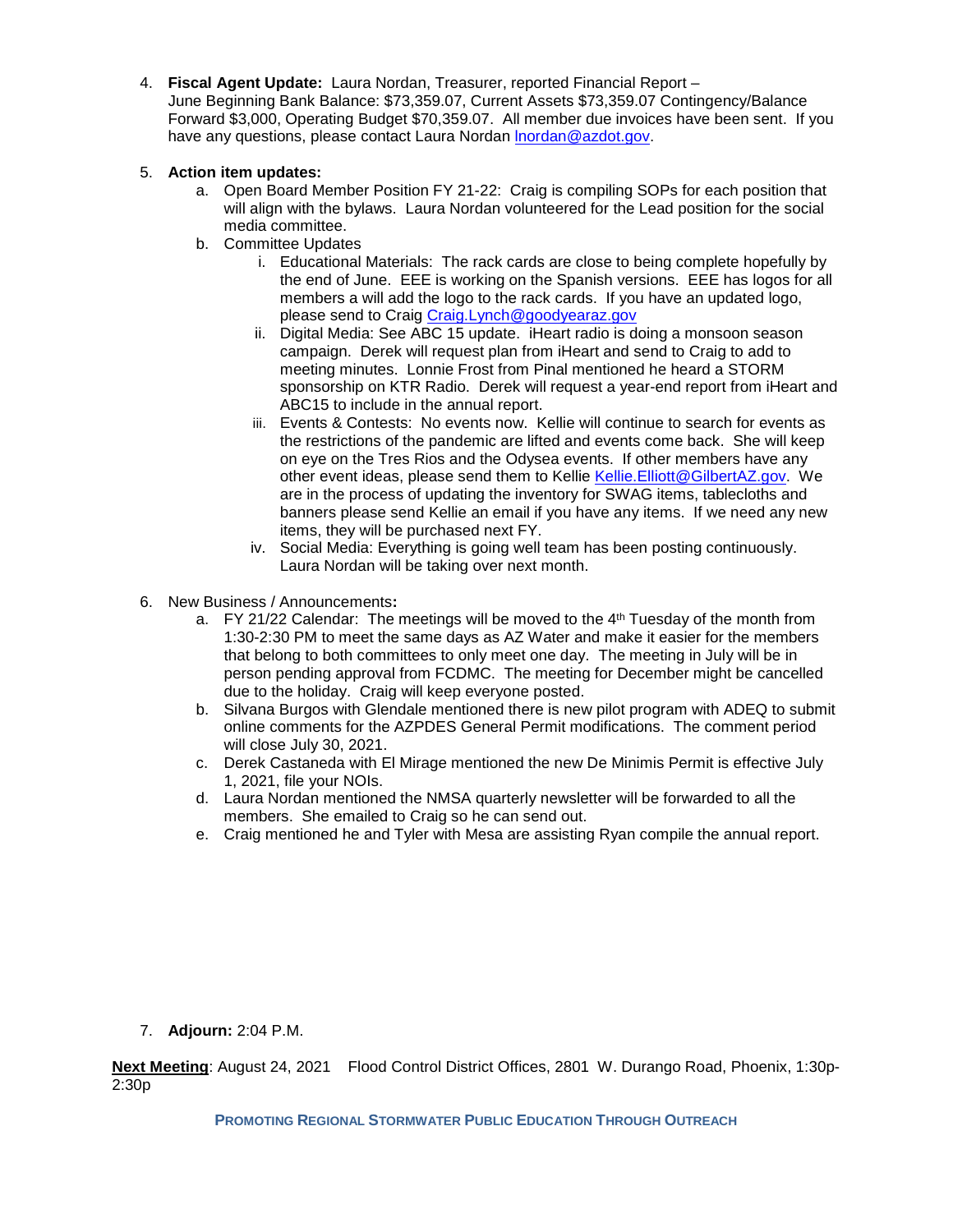4. **Fiscal Agent Update:** Laura Nordan, Treasurer, reported Financial Report – June Beginning Bank Balance: $73,359.07, Current Assets $73,359.07 Contingency/Balance Forward $3,000, Operating Budget $70,359.07. All member due invoices have been sent. If you have any questions, please contact Laura Nordan lnordan@azdot.gov.

5. **Action item updates:**
   a. Open Board Member Position FY 21-22: Craig is compiling SOPs for each position that will align with the bylaws. Laura Nordan volunteered for the Lead position for the social media committee.
   b. Committee Updates
      i. Educational Materials: The rack cards are close to being complete hopefully by the end of June. EEE is working on the Spanish versions. EEE has logos for all members a will add the logo to the rack cards. If you have an updated logo, please send to Craig Craig.Lynch@goodyearaz.gov
      ii. Digital Media: See ABC 15 update. iHeart radio is doing a monsoon season campaign. Derek will request plan from iHeart and send to Craig to add to meeting minutes. Lonnie Frost from Pinal mentioned he heard a STORM sponsorship on KTR Radio. Derek will request a year-end report from iHeart and ABC15 to include in the annual report.
      iii. Events & Contests: No events now. Kellie will continue to search for events as the restrictions of the pandemic are lifted and events come back. She will keep on eye on the Tres Rios and the Odysea events. If other members have any other event ideas, please send them to Kellie Kellie.Elliott@GilbertAZ.gov. We are in the process of updating the inventory for SWAG items, tablecloths and banners please send Kellie an email if you have any items. If we need any new items, they will be purchased next FY.
      iv. Social Media: Everything is going well team has been posting continuously. Laura Nordan will be taking over next month.

6. New Business / Announcements**:**
   a. FY 21/22 Calendar: The meetings will be moved to the 4th Tuesday of the month from 1:30-2:30 PM to meet the same days as AZ Water and make it easier for the members that belong to both committees to only meet one day. The meeting in July will be in person pending approval from FCDMC. The meeting for December might be cancelled due to the holiday. Craig will keep everyone posted.
   b. Silvana Burgos with Glendale mentioned there is new pilot program with ADEQ to submit online comments for the AZPDES General Permit modifications. The comment period will close July 30, 2021.
   c. Derek Castaneda with El Mirage mentioned the new De Minimis Permit is effective July 1, 2021, file your NOIs.
   d. Laura Nordan mentioned the NMSA quarterly newsletter will be forwarded to all the members. She emailed to Craig so he can send out.
   e. Craig mentioned he and Tyler with Mesa are assisting Ryan compile the annual report.

7. **Adjourn:** 2:04 P.M.

**Next Meeting**: August 24, 2021 Flood Control District Offices, 2801 W. Durango Road, Phoenix, 1:30p-2:30p

**PROMOTING REGIONAL STORMWATER PUBLIC EDUCATION THROUGH OUTREACH**